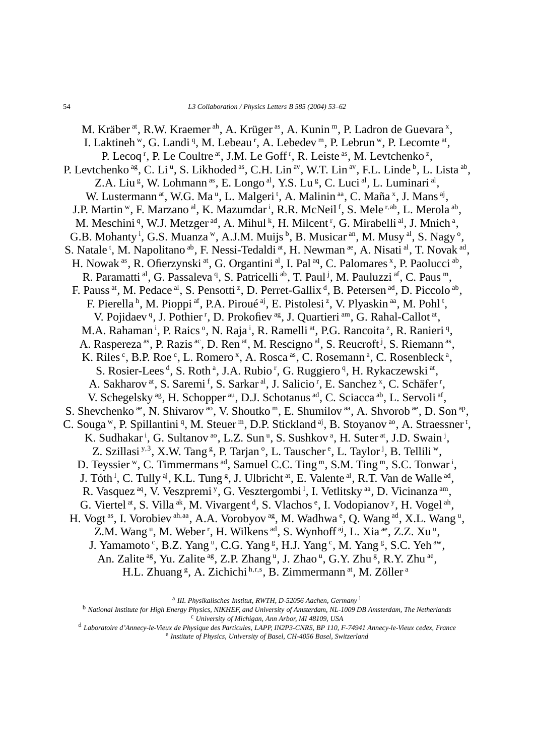M. Kräber [at], R.W. Kraemer [ah], A. Krüger [as], A. Kunin [m], P. Ladron de Guevara [x], I. Laktineh [w], G. Landi [q], M. Lebeau [r], A. Lebedev [m], P. Lebrun [w], P. Lecomte [at], P. Lecoq [r], P. Le Coultre [at], J.M. Le Goff [r], R. Leiste [as], M. Levtchenko [z], P. Levtchenko [ag], C. Li [u], S. Likhoded [as], C.H. Lin [av], W.T. Lin [av], F.L. Linde [b], L. Lista [ab], Z.A. Liu [g], W. Lohmann [as], E. Longo [al], Y.S. Lu [g], C. Luci [al], L. Luminari [al], W. Lustermann [at], W.G. Ma [u], L. Malgeri [t], A. Malinin [aa], C. Maña [x], J. Mans [aj], J.P. Martin [w], F. Marzano [al], K. Mazumdar [i], R.R. McNeil [f], S. Mele [r,ab], L. Merola [ab], M. Meschini [q], W.J. Metzger [ad], A. Mihul [k], H. Milcent [r], G. Mirabelli [al], J. Mnich [a], G.B. Mohanty [i], G.S. Muanza [w], A.J.M. Muijs [b], B. Musicar [an], M. Musy [al], S. Nagy [o], S. Natale [t], M. Napolitano [ab], F. Nessi-Tedaldi [at], H. Newman [ae], A. Nisati [al], T. Novak [ad], H. Nowak [as], R. Ofierzynski [at], G. Organtini [al], I. Pal [aq], C. Palomares [x], P. Paolucci [ab], R. Paramatti [al], G. Passaleva [q], S. Patricelli [ab], T. Paul [j], M. Pauluzzi [af], C. Paus [m], F. Pauss [at], M. Pedace [al], S. Pensotti [z], D. Perret-Gallix [d], B. Petersen [ad], D. Piccolo [ab], F. Pierella [h], M. Pioppi [af], P.A. Piroué [aj], E. Pistolesi [z], V. Plyaskin [aa], M. Pohl [t], V. Pojidaev [q], J. Pothier [r], D. Prokofiev [ag], J. Quartieri [am], G. Rahal-Callot [at], M.A. Rahaman [i], P. Raics [o], N. Raja [i], R. Ramelli [at], P.G. Rancoita [z], R. Ranieri [q], A. Raspereza [as], P. Razis [ac], D. Ren [at], M. Rescigno [al], S. Reucroft [j], S. Riemann [as], K. Riles [c], B.P. Roe [c], L. Romero [x], A. Rosca [as], C. Rosemann [a], C. Rosenbleck [a], S. Rosier-Lees [d], S. Roth [a], J.A. Rubio [r], G. Ruggiero [q], H. Rykaczewski [at], A. Sakharov [at], S. Saremi [f], S. Sarkar [al], J. Salicio [r], E. Sanchez [x], C. Schäfer [r], V. Schegelsky [ag], H. Schopper [au], D.J. Schotanus [ad], C. Sciacca [ab], L. Servoli [af], S. Shevchenko [ae], N. Shivarov [ao], V. Shoutko [m], E. Shumilov [aa], A. Shvorob [ae], D. Son [ap], C. Souga [w], P. Spillantini [q], M. Steuer [m], D.P. Stickland [aj], B. Stoyanov [ao], A. Straessner [t], K. Sudhakar [i], G. Sultanov [ao], L.Z. Sun [u], S. Sushkov [a], H. Suter [at], J.D. Swain [j], Z. Szillasi [y,3], X.W. Tang [g], P. Tarjan [o], L. Tauscher [e], L. Taylor [j], B. Tellili [w], D. Teyssier [w], C. Timmermans [ad], Samuel C.C. Ting [m], S.M. Ting [m], S.C. Tonwar [i], J. Tóth [l], C. Tully [aj], K.L. Tung [g], J. Ulbricht [at], E. Valente [al], R.T. Van de Walle [ad], R. Vasquez [aq], V. Veszpremi [y], G. Vesztergombi [l], I. Vetlitsky [aa], D. Vicinanza [am], G. Viertel [at], S. Villa [ak], M. Vivargent [d], S. Vlachos [e], I. Vodopianov [y], H. Vogel [ah], H. Vogt [as], I. Vorobiev [ah,aa], A.A. Vorobyov [ag], M. Wadhwa [e], Q. Wang [ad], X.L. Wang [u], Z.M. Wang [u], M. Weber [r], H. Wilkens [ad], S. Wynhoff [aj], L. Xia [ae], Z.Z. Xu [u], J. Yamamoto [c], B.Z. Yang [u], C.G. Yang [g], H.J. Yang [c], M. Yang [g], S.C. Yeh [aw], An. Zalite [ag], Yu. Zalite [ag], Z.P. Zhang [u], J. Zhao [u], G.Y. Zhu [g], R.Y. Zhu [ae], H.L. Zhuang [g], A. Zichichi [h,r,s], B. Zimmermann [at], M. Zöller [a]

[a] *III. Physikalisches Institut, RWTH, D-52056 Aachen, Germany* [1]
[b] *National Institute for High Energy Physics, NIKHEF, and University of Amsterdam, NL-1009 DB Amsterdam, The Netherlands*
[c] *University of Michigan, Ann Arbor, MI 48109, USA*
[d] *Laboratoire d'Annecy-le-Vieux de Physique des Particules, LAPP, IN2P3-CNRS, BP 110, F-74941 Annecy-le-Vieux cedex, France*
[e] *Institute of Physics, University of Basel, CH-4056 Basel, Switzerland*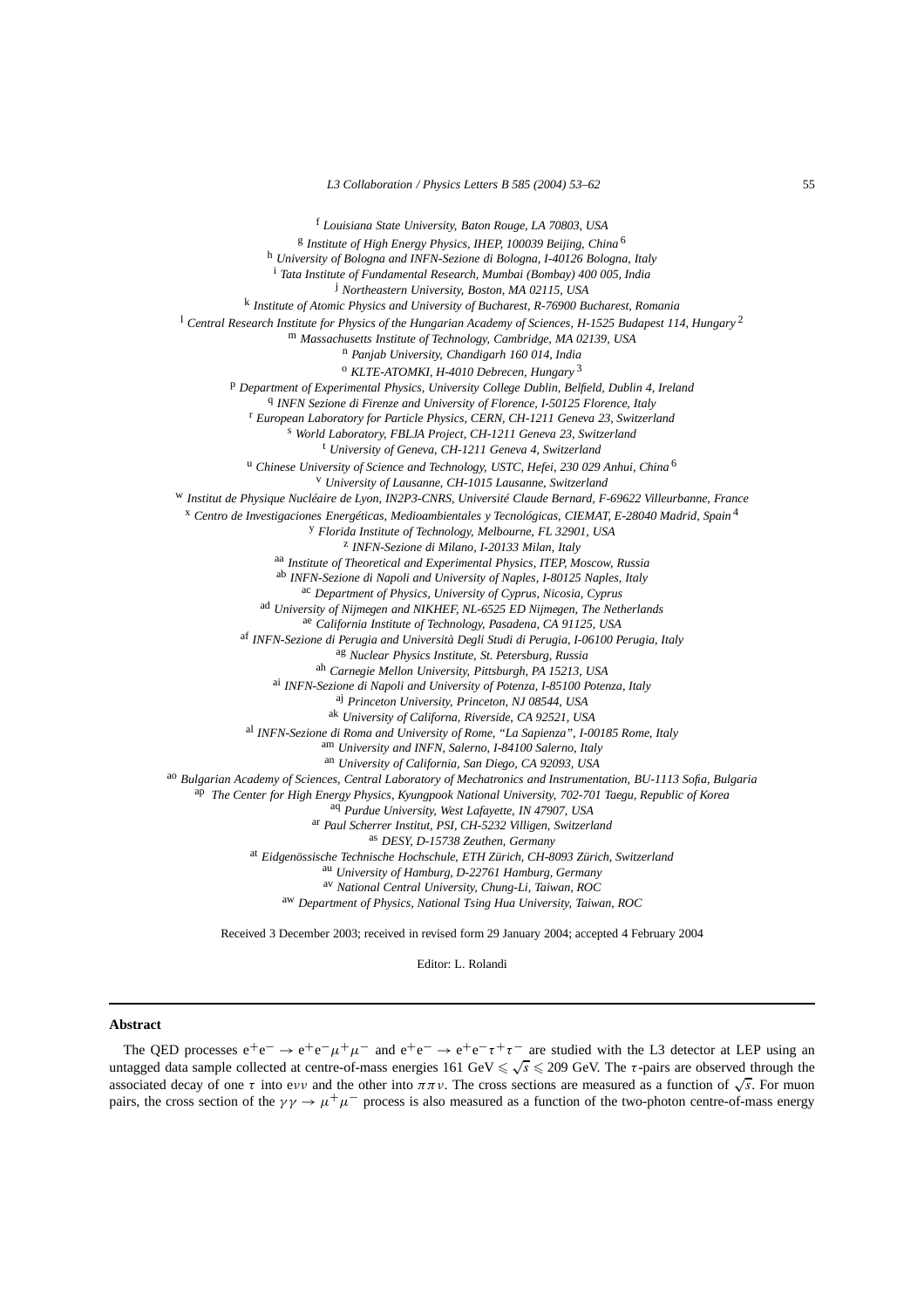[f] *Louisiana State University, Baton Rouge, LA 70803, USA*
[g] *Institute of High Energy Physics, IHEP, 100039 Beijing, China* [6]
[h] *University of Bologna and INFN-Sezione di Bologna, I-40126 Bologna, Italy*
[i] *Tata Institute of Fundamental Research, Mumbai (Bombay) 400 005, India*
[j] *Northeastern University, Boston, MA 02115, USA*
[k] *Institute of Atomic Physics and University of Bucharest, R-76900 Bucharest, Romania*
[l] *Central Research Institute for Physics of the Hungarian Academy of Sciences, H-1525 Budapest 114, Hungary* [2]
[m] *Massachusetts Institute of Technology, Cambridge, MA 02139, USA*
[n] *Panjab University, Chandigarh 160 014, India*
[o] *KLTE-ATOMKI, H-4010 Debrecen, Hungary* [3]
[p] *Department of Experimental Physics, University College Dublin, Belfield, Dublin 4, Ireland*
[q] *INFN Sezione di Firenze and University of Florence, I-50125 Florence, Italy*
[r] *European Laboratory for Particle Physics, CERN, CH-1211 Geneva 23, Switzerland*
[s] *World Laboratory, FBLJA Project, CH-1211 Geneva 23, Switzerland*
[t] *University of Geneva, CH-1211 Geneva 4, Switzerland*
[u] *Chinese University of Science and Technology, USTC, Hefei, 230 029 Anhui, China* [6]
[v] *University of Lausanne, CH-1015 Lausanne, Switzerland*
[w] *Institut de Physique Nucléaire de Lyon, IN2P3-CNRS, Université Claude Bernard, F-69622 Villeurbanne, France*
[x] *Centro de Investigaciones Energéticas, Medioambientales y Tecnológicas, CIEMAT, E-28040 Madrid, Spain* [4]
[y] *Florida Institute of Technology, Melbourne, FL 32901, USA*
[z] *INFN-Sezione di Milano, I-20133 Milan, Italy*
[aa] *Institute of Theoretical and Experimental Physics, ITEP, Moscow, Russia*
[ab] *INFN-Sezione di Napoli and University of Naples, I-80125 Naples, Italy*
[ac] *Department of Physics, University of Cyprus, Nicosia, Cyprus*
[ad] *University of Nijmegen and NIKHEF, NL-6525 ED Nijmegen, The Netherlands*
[ae] *California Institute of Technology, Pasadena, CA 91125, USA*
[af] *INFN-Sezione di Perugia and Università Degli Studi di Perugia, I-06100 Perugia, Italy*
[ag] *Nuclear Physics Institute, St. Petersburg, Russia*
[ah] *Carnegie Mellon University, Pittsburgh, PA 15213, USA*
[ai] *INFN-Sezione di Napoli and University of Potenza, I-85100 Potenza, Italy*
[aj] *Princeton University, Princeton, NJ 08544, USA*
[ak] *University of Califorma, Riverside, CA 92521, USA*
[al] *INFN-Sezione di Roma and University of Rome, "La Sapienza", I-00185 Rome, Italy*
[am] *University and INFN, Salerno, I-84100 Salerno, Italy*
[an] *University of California, San Diego, CA 92093, USA*
[ao] *Bulgarian Academy of Sciences, Central Laboratory of Mechatronics and Instrumentation, BU-1113 Sofia, Bulgaria*
[ap] *The Center for High Energy Physics, Kyungpook National University, 702-701 Taegu, Republic of Korea*
[aq] *Purdue University, West Lafayette, IN 47907, USA*
[ar] *Paul Scherrer Institut, PSI, CH-5232 Villigen, Switzerland*
[as] *DESY, D-15738 Zeuthen, Germany*
[at] *Eidgenössische Technische Hochschule, ETH Zürich, CH-8093 Zürich, Switzerland*
[au] *University of Hamburg, D-22761 Hamburg, Germany*
[av] *National Central University, Chung-Li, Taiwan, ROC*
[aw] *Department of Physics, National Tsing Hua University, Taiwan, ROC*

Received 3 December 2003; received in revised form 29 January 2004; accepted 4 February 2004

Editor: L. Rolandi

**Abstract**

The QED processes $e^+e^- \to e^+e^-\mu^+\mu^-$ and $e^+e^- \to e^+e^-\tau^+\tau^-$ are studied with the L3 detector at LEP using an untagged data sample collected at centre-of-mass energies 161 GeV $\leqslant \sqrt{s} \leqslant$ 209 GeV. The $\tau$-pairs are observed through the associated decay of one $\tau$ into $e\nu\nu$ and the other into $\pi\pi\nu$. The cross sections are measured as a function of $\sqrt{s}$. For muon pairs, the cross section of the $\gamma\gamma \to \mu^+\mu^-$ process is also measured as a function of the two-photon centre-of-mass energy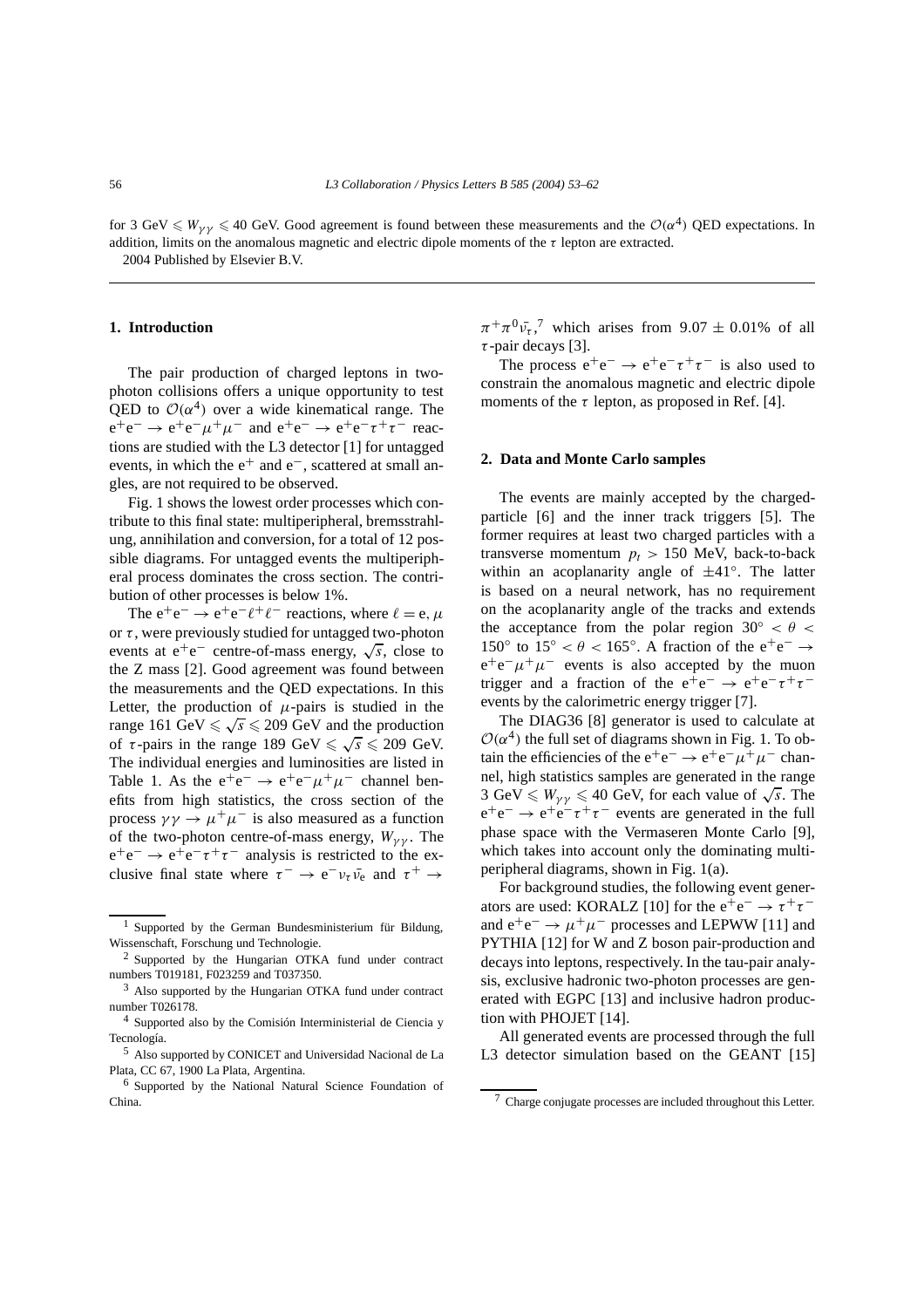for 3 GeV $\leqslant W_{\gamma\gamma} \leqslant$ 40 GeV. Good agreement is found between these measurements and the $\mathcal{O}(\alpha^4)$ QED expectations. In addition, limits on the anomalous magnetic and electric dipole moments of the $\tau$ lepton are extracted.

2004 Published by Elsevier B.V.

## 1. Introduction

The pair production of charged leptons in two-photon collisions offers a unique opportunity to test QED to $\mathcal{O}(\alpha^4)$ over a wide kinematical range. The $e^+e^- \to e^+e^-\mu^+\mu^-$ and $e^+e^- \to e^+e^-\tau^+\tau^-$ reactions are studied with the L3 detector [1] for untagged events, in which the $e^+$ and $e^-$, scattered at small angles, are not required to be observed.

Fig. 1 shows the lowest order processes which contribute to this final state: multiperipheral, bremsstrahlung, annihilation and conversion, for a total of 12 possible diagrams. For untagged events the multiperipheral process dominates the cross section. The contribution of other processes is below 1%.

The $e^+e^- \to e^+e^-\ell^+\ell^-$ reactions, where $\ell = e, \mu$ or $\tau$, were previously studied for untagged two-photon events at $e^+e^-$ centre-of-mass energy, $\sqrt{s}$, close to the Z mass [2]. Good agreement was found between the measurements and the QED expectations. In this Letter, the production of $\mu$-pairs is studied in the range 161 GeV $\leqslant \sqrt{s} \leqslant$ 209 GeV and the production of $\tau$-pairs in the range 189 GeV $\leqslant \sqrt{s} \leqslant$ 209 GeV. The individual energies and luminosities are listed in Table 1. As the $e^+e^- \to e^+e^-\mu^+\mu^-$ channel benefits from high statistics, the cross section of the process $\gamma\gamma \to \mu^+\mu^-$ is also measured as a function of the two-photon centre-of-mass energy, $W_{\gamma\gamma}$. The $e^+e^- \to e^+e^-\tau^+\tau^-$ analysis is restricted to the exclusive final state where $\tau^- \to e^-\nu_\tau\bar{\nu_e}$ and $\tau^+ \to \pi^+\pi^0\bar{\nu_\tau}$,[7] which arises from $9.07 \pm 0.01\%$ of all $\tau$-pair decays [3].

The process $e^+e^- \to e^+e^-\tau^+\tau^-$ is also used to constrain the anomalous magnetic and electric dipole moments of the $\tau$ lepton, as proposed in Ref. [4].

## 2. Data and Monte Carlo samples

The events are mainly accepted by the charged-particle [6] and the inner track triggers [5]. The former requires at least two charged particles with a transverse momentum $p_t > 150$ MeV, back-to-back within an acoplanarity angle of $\pm 41^\circ$. The latter is based on a neural network, has no requirement on the acoplanarity angle of the tracks and extends the acceptance from the polar region $30^\circ < \theta < 150^\circ$ to $15^\circ < \theta < 165^\circ$. A fraction of the $e^+e^- \to e^+e^-\mu^+\mu^-$ events is also accepted by the muon trigger and a fraction of the $e^+e^- \to e^+e^-\tau^+\tau^-$ events by the calorimetric energy trigger [7].

The DIAG36 [8] generator is used to calculate at $\mathcal{O}(\alpha^4)$ the full set of diagrams shown in Fig. 1. To obtain the efficiencies of the $e^+e^- \to e^+e^-\mu^+\mu^-$ channel, high statistics samples are generated in the range 3 GeV $\leqslant W_{\gamma\gamma} \leqslant$ 40 GeV, for each value of $\sqrt{s}$. The $e^+e^- \to e^+e^-\tau^+\tau^-$ events are generated in the full phase space with the Vermaseren Monte Carlo [9], which takes into account only the dominating multiperipheral diagrams, shown in Fig. 1(a).

For background studies, the following event generators are used: KORALZ [10] for the $e^+e^- \to \tau^+\tau^-$ and $e^+e^- \to \mu^+\mu^-$ processes and LEPWW [11] and PYTHIA [12] for W and Z boson pair-production and decays into leptons, respectively. In the tau-pair analysis, exclusive hadronic two-photon processes are generated with EGPC [13] and inclusive hadron production with PHOJET [14].

All generated events are processed through the full L3 detector simulation based on the GEANT [15]

---

[1] Supported by the German Bundesministerium für Bildung, Wissenschaft, Forschung und Technologie.

[2] Supported by the Hungarian OTKA fund under contract numbers T019181, F023259 and T037350.

[3] Also supported by the Hungarian OTKA fund under contract number T026178.

[4] Supported also by the Comisión Interministerial de Ciencia y Tecnología.

[5] Also supported by CONICET and Universidad Nacional de La Plata, CC 67, 1900 La Plata, Argentina.

[6] Supported by the National Natural Science Foundation of China.

[7] Charge conjugate processes are included throughout this Letter.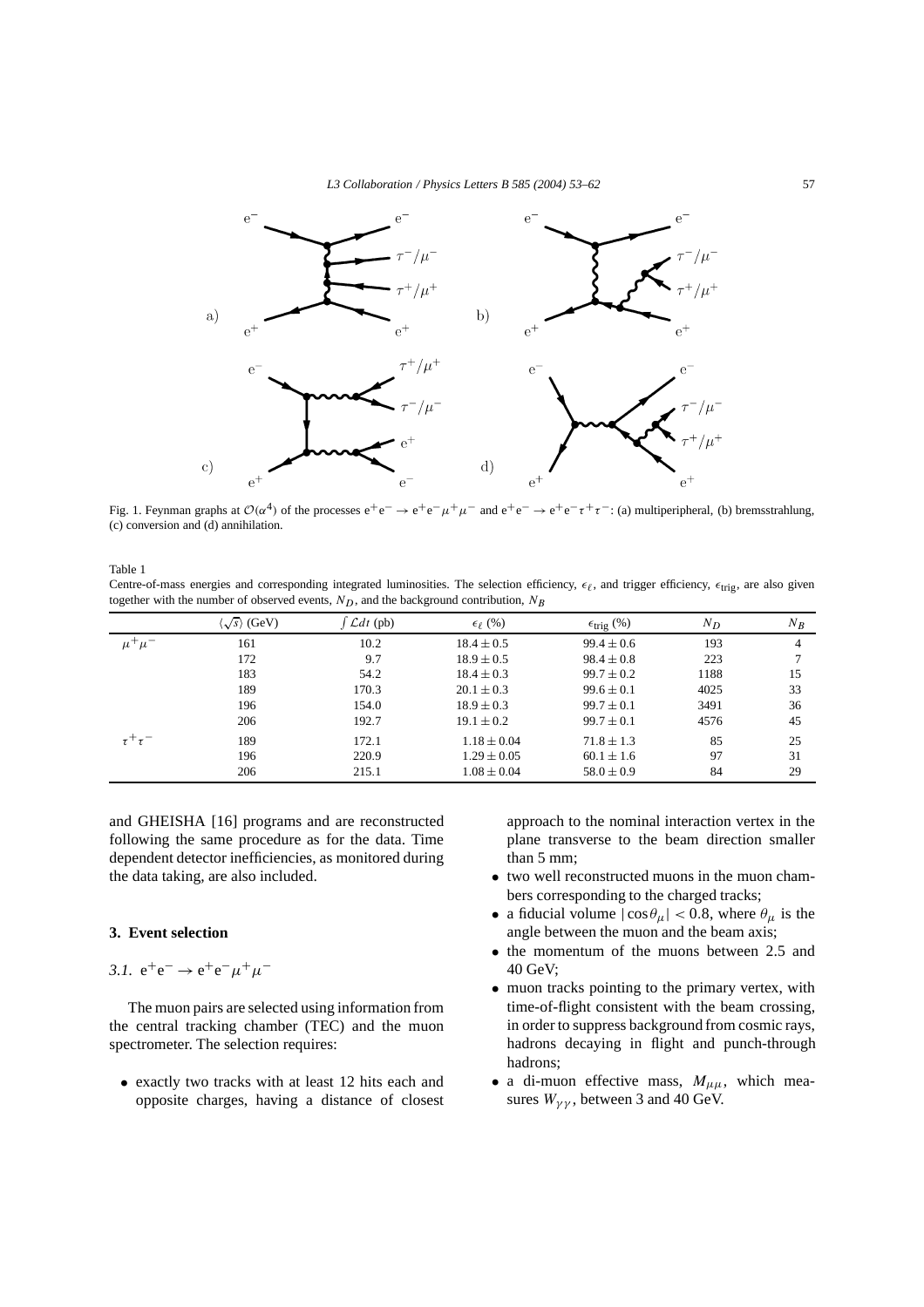Fig. 1. Feynman graphs at $\mathcal{O}(\alpha^4)$ of the processes $e^+e^- \to e^+e^-\mu^+\mu^-$ and $e^+e^- \to e^+e^-\tau^+\tau^-$: (a) multiperipheral, (b) bremsstrahlung, (c) conversion and (d) annihilation.

Table 1

Centre-of-mass energies and corresponding integrated luminosities. The selection efficiency, $\epsilon_\ell$, and trigger efficiency, $\epsilon_{\text{trig}}$, are also given together with the number of observed events, $N_D$, and the background contribution, $N_B$

| | $\langle\sqrt{s}\rangle$ (GeV) | $\int \mathcal{L}dt$ (pb) | $\epsilon_\ell$ (%) | $\epsilon_{\text{trig}}$ (%) | $N_D$ | $N_B$ |
|---|---|---|---|---|---|---|
| $\mu^+\mu^-$ | 161 | 10.2 | $18.4 \pm 0.5$ | $99.4 \pm 0.6$ | 193 | 4 |
| | 172 | 9.7 | $18.9 \pm 0.5$ | $98.4 \pm 0.8$ | 223 | 7 |
| | 183 | 54.2 | $18.4 \pm 0.3$ | $99.7 \pm 0.2$ | 1188 | 15 |
| | 189 | 170.3 | $20.1 \pm 0.3$ | $99.6 \pm 0.1$ | 4025 | 33 |
| | 196 | 154.0 | $18.9 \pm 0.3$ | $99.7 \pm 0.1$ | 3491 | 36 |
| | 206 | 192.7 | $19.1 \pm 0.2$ | $99.7 \pm 0.1$ | 4576 | 45 |
| $\tau^+\tau^-$ | 189 | 172.1 | $1.18 \pm 0.04$ | $71.8 \pm 1.3$ | 85 | 25 |
| | 196 | 220.9 | $1.29 \pm 0.05$ | $60.1 \pm 1.6$ | 97 | 31 |
| | 206 | 215.1 | $1.08 \pm 0.04$ | $58.0 \pm 0.9$ | 84 | 29 |

and GHEISHA [16] programs and are reconstructed following the same procedure as for the data. Time dependent detector inefficiencies, as monitored during the data taking, are also included.

## 3. Event selection

### 3.1. $e^+e^- \to e^+e^-\mu^+\mu^-$

The muon pairs are selected using information from the central tracking chamber (TEC) and the muon spectrometer. The selection requires:

- exactly two tracks with at least 12 hits each and opposite charges, having a distance of closest approach to the nominal interaction vertex in the plane transverse to the beam direction smaller than 5 mm;
- two well reconstructed muons in the muon chambers corresponding to the charged tracks;
- a fiducial volume $|\cos\theta_\mu| < 0.8$, where $\theta_\mu$ is the angle between the muon and the beam axis;
- the momentum of the muons between 2.5 and 40 GeV;
- muon tracks pointing to the primary vertex, with time-of-flight consistent with the beam crossing, in order to suppress background from cosmic rays, hadrons decaying in flight and punch-through hadrons;
- a di-muon effective mass, $M_{\mu\mu}$, which measures $W_{\gamma\gamma}$, between 3 and 40 GeV.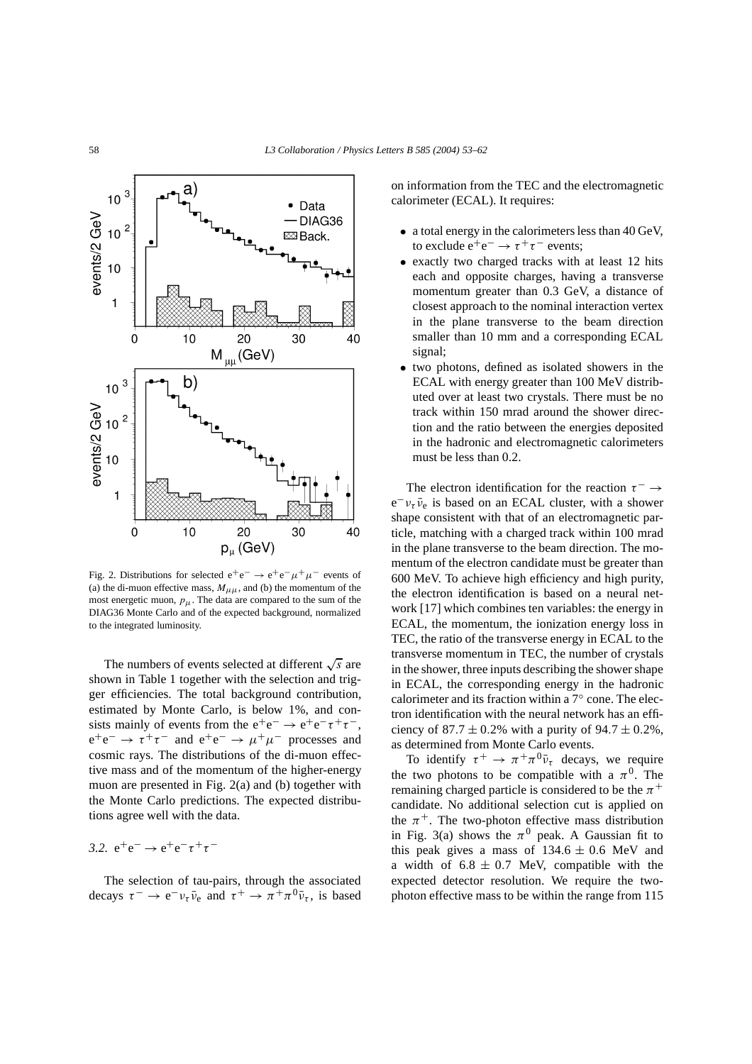Fig. 2. Distributions for selected $e^+e^- \to e^+e^-\mu^+\mu^-$ events of (a) the di-muon effective mass, $M_{\mu\mu}$, and (b) the momentum of the most energetic muon, $p_\mu$. The data are compared to the sum of the DIAG36 Monte Carlo and of the expected background, normalized to the integrated luminosity.

The numbers of events selected at different $\sqrt{s}$ are shown in Table 1 together with the selection and trigger efficiencies. The total background contribution, estimated by Monte Carlo, is below 1%, and consists mainly of events from the $e^+e^- \to e^+e^-\tau^+\tau^-$, $e^+e^- \to \tau^+\tau^-$ and $e^+e^- \to \mu^+\mu^-$ processes and cosmic rays. The distributions of the di-muon effective mass and of the momentum of the higher-energy muon are presented in Fig. 2(a) and (b) together with the Monte Carlo predictions. The expected distributions agree well with the data.

### 3.2. $e^+e^- \to e^+e^-\tau^+\tau^-$

The selection of tau-pairs, through the associated decays $\tau^- \to e^-\nu_\tau\bar{\nu}_e$ and $\tau^+ \to \pi^+\pi^0\bar{\nu}_\tau$, is based on information from the TEC and the electromagnetic calorimeter (ECAL). It requires:

- a total energy in the calorimeters less than 40 GeV, to exclude $e^+e^- \to \tau^+\tau^-$ events;
- exactly two charged tracks with at least 12 hits each and opposite charges, having a transverse momentum greater than 0.3 GeV, a distance of closest approach to the nominal interaction vertex in the plane transverse to the beam direction smaller than 10 mm and a corresponding ECAL signal;
- two photons, defined as isolated showers in the ECAL with energy greater than 100 MeV distributed over at least two crystals. There must be no track within 150 mrad around the shower direction and the ratio between the energies deposited in the hadronic and electromagnetic calorimeters must be less than 0.2.

The electron identification for the reaction $\tau^- \to e^-\nu_\tau\bar{\nu}_e$ is based on an ECAL cluster, with a shower shape consistent with that of an electromagnetic particle, matching with a charged track within 100 mrad in the plane transverse to the beam direction. The momentum of the electron candidate must be greater than 600 MeV. To achieve high efficiency and high purity, the electron identification is based on a neural network [17] which combines ten variables: the energy in ECAL, the momentum, the ionization energy loss in TEC, the ratio of the transverse energy in ECAL to the transverse momentum in TEC, the number of crystals in the shower, three inputs describing the shower shape in ECAL, the corresponding energy in the hadronic calorimeter and its fraction within a 7° cone. The electron identification with the neural network has an efficiency of $87.7 \pm 0.2\%$ with a purity of $94.7 \pm 0.2\%$, as determined from Monte Carlo events.

To identify $\tau^+ \to \pi^+\pi^0\bar{\nu}_\tau$ decays, we require the two photons to be compatible with a $\pi^0$. The remaining charged particle is considered to be the $\pi^+$ candidate. No additional selection cut is applied on the $\pi^+$. The two-photon effective mass distribution in Fig. 3(a) shows the $\pi^0$ peak. A Gaussian fit to this peak gives a mass of $134.6 \pm 0.6$ MeV and a width of $6.8 \pm 0.7$ MeV, compatible with the expected detector resolution. We require the two-photon effective mass to be within the range from 115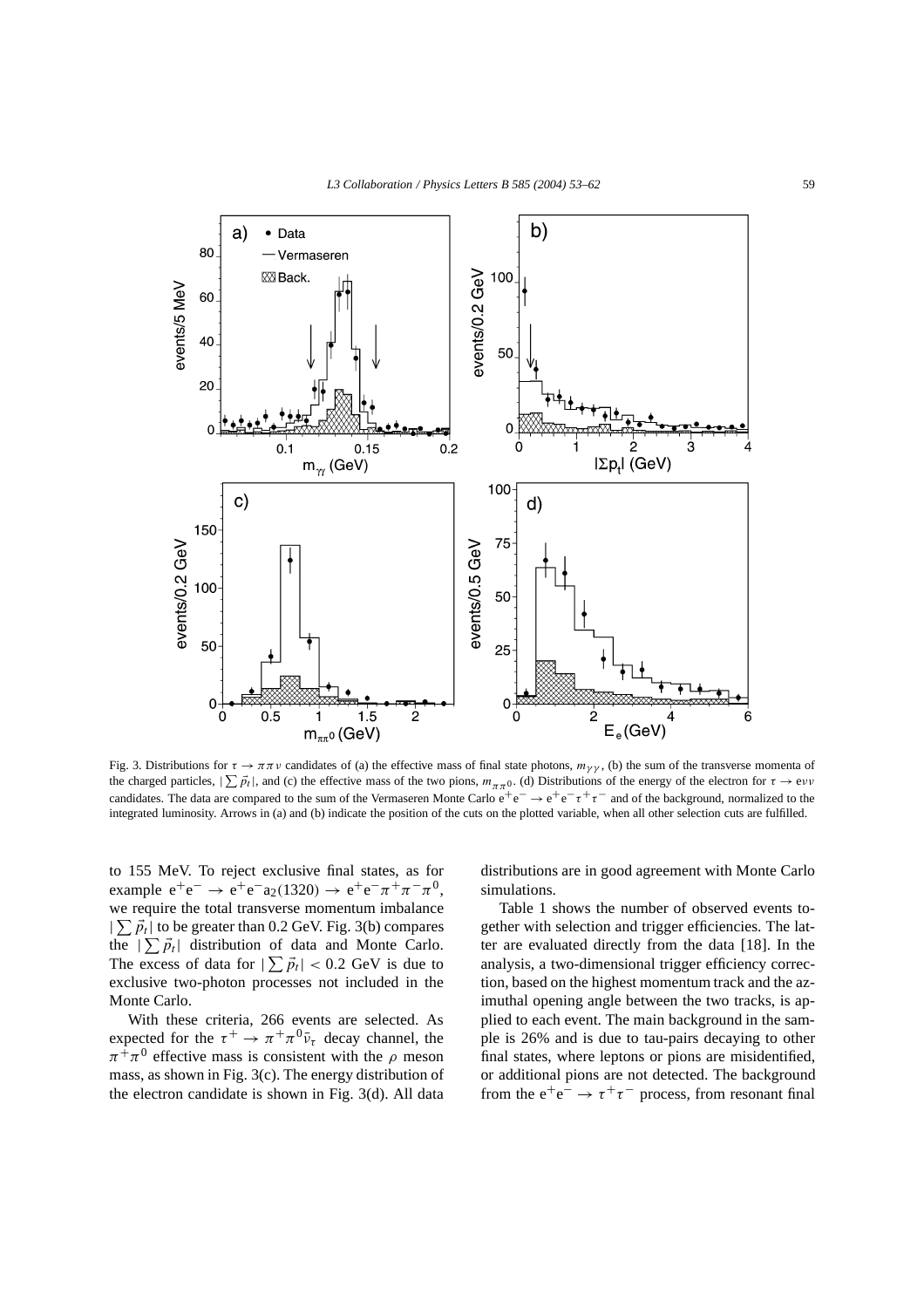Fig. 3. Distributions for $\tau \to \pi\pi\nu$ candidates of (a) the effective mass of final state photons, $m_{\gamma\gamma}$, (b) the sum of the transverse momenta of the charged particles, $|\sum \vec{p}_t|$, and (c) the effective mass of the two pions, $m_{\pi\pi^0}$. (d) Distributions of the energy of the electron for $\tau \to e\nu\nu$ candidates. The data are compared to the sum of the Vermaseren Monte Carlo $e^+e^- \to e^+e^-\tau^+\tau^-$ and of the background, normalized to the integrated luminosity. Arrows in (a) and (b) indicate the position of the cuts on the plotted variable, when all other selection cuts are fulfilled.

to 155 MeV. To reject exclusive final states, as for example $e^+e^- \to e^+e^-a_2(1320) \to e^+e^-\pi^+\pi^-\pi^0$, we require the total transverse momentum imbalance $|\sum \vec{p}_t|$ to be greater than 0.2 GeV. Fig. 3(b) compares the $|\sum \vec{p}_t|$ distribution of data and Monte Carlo. The excess of data for $|\sum \vec{p}_t| < 0.2$ GeV is due to exclusive two-photon processes not included in the Monte Carlo.

With these criteria, 266 events are selected. As expected for the $\tau^+ \to \pi^+\pi^0\bar{\nu}_\tau$ decay channel, the $\pi^+\pi^0$ effective mass is consistent with the $\rho$ meson mass, as shown in Fig. 3(c). The energy distribution of the electron candidate is shown in Fig. 3(d). All data distributions are in good agreement with Monte Carlo simulations.

Table 1 shows the number of observed events together with selection and trigger efficiencies. The latter are evaluated directly from the data [18]. In the analysis, a two-dimensional trigger efficiency correction, based on the highest momentum track and the azimuthal opening angle between the two tracks, is applied to each event. The main background in the sample is 26% and is due to tau-pairs decaying to other final states, where leptons or pions are misidentified, or additional pions are not detected. The background from the $e^+e^- \to \tau^+\tau^-$ process, from resonant final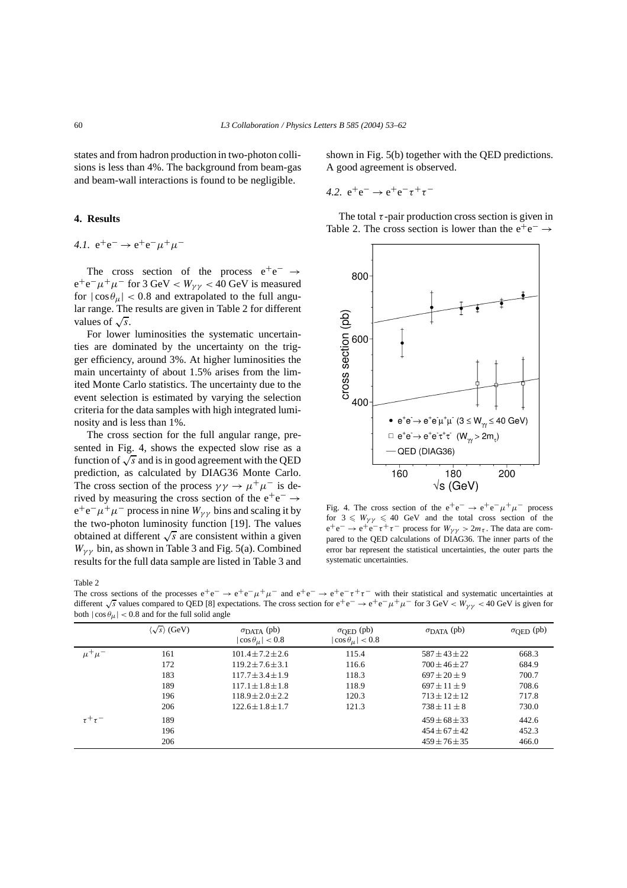states and from hadron production in two-photon collisions is less than 4%. The background from beam-gas and beam-wall interactions is found to be negligible.

## 4. Results

### 4.1. $e^+e^- \to e^+e^-\mu^+\mu^-$

The cross section of the process $e^+e^- \to e^+e^-\mu^+\mu^-$ for 3 GeV $< W_{\gamma\gamma} <$ 40 GeV is measured for $|\cos\theta_\mu| < 0.8$ and extrapolated to the full angular range. The results are given in Table 2 for different values of $\sqrt{s}$.

For lower luminosities the systematic uncertainties are dominated by the uncertainty on the trigger efficiency, around 3%. At higher luminosities the main uncertainty of about 1.5% arises from the limited Monte Carlo statistics. The uncertainty due to the event selection is estimated by varying the selection criteria for the data samples with high integrated luminosity and is less than 1%.

The cross section for the full angular range, presented in Fig. 4, shows the expected slow rise as a function of $\sqrt{s}$ and is in good agreement with the QED prediction, as calculated by DIAG36 Monte Carlo. The cross section of the process $\gamma\gamma \to \mu^+\mu^-$ is derived by measuring the cross section of the $e^+e^- \to e^+e^-\mu^+\mu^-$ process in nine $W_{\gamma\gamma}$ bins and scaling it by the two-photon luminosity function [19]. The values obtained at different $\sqrt{s}$ are consistent within a given $W_{\gamma\gamma}$ bin, as shown in Table 3 and Fig. 5(a). Combined results for the full data sample are listed in Table 3 and shown in Fig. 5(b) together with the QED predictions. A good agreement is observed.

### 4.2. $e^+e^- \to e^+e^-\tau^+\tau^-$

The total $\tau$-pair production cross section is given in Table 2. The cross section is lower than the $e^+e^- \to$

Fig. 4. The cross section of the $e^+e^- \to e^+e^-\mu^+\mu^-$ process for $3 \leqslant W_{\gamma\gamma} \leqslant 40$ GeV and the total cross section of the $e^+e^- \to e^+e^-\tau^+\tau^-$ process for $W_{\gamma\gamma} > 2m_\tau$. The data are compared to the QED calculations of DIAG36. The inner parts of the error bar represent the statistical uncertainties, the outer parts the systematic uncertainties.

Table 2

The cross sections of the processes $e^+e^- \to e^+e^-\mu^+\mu^-$ and $e^+e^- \to e^+e^-\tau^+\tau^-$ with their statistical and systematic uncertainties at different $\sqrt{s}$ values compared to QED [8] expectations. The cross section for $e^+e^- \to e^+e^-\mu^+\mu^-$ for 3 GeV $< W_{\gamma\gamma} <$ 40 GeV is given for both $|\cos\theta_\mu| < 0.8$ and for the full solid angle

| | $\langle\sqrt{s}\rangle$ (GeV) | $\sigma_{DATA}$ (pb) $\lvert\cos\theta_\mu\rvert < 0.8$ | $\sigma_{QED}$ (pb) $\lvert\cos\theta_\mu\rvert < 0.8$ | $\sigma_{DATA}$ (pb) | $\sigma_{QED}$ (pb) |
|---|---|---|---|---|---|
| $\mu^+\mu^-$ | 161 | $101.4 \pm 7.2 \pm 2.6$ | 115.4 | $587 \pm 43 \pm 22$ | 668.3 |
| | 172 | $119.2 \pm 7.6 \pm 3.1$ | 116.6 | $700 \pm 46 \pm 27$ | 684.9 |
| | 183 | $117.7 \pm 3.4 \pm 1.9$ | 118.3 | $697 \pm 20 \pm 9$ | 700.7 |
| | 189 | $117.1 \pm 1.8 \pm 1.8$ | 118.9 | $697 \pm 11 \pm 9$ | 708.6 |
| | 196 | $118.9 \pm 2.0 \pm 2.2$ | 120.3 | $713 \pm 12 \pm 12$ | 717.8 |
| | 206 | $122.6 \pm 1.8 \pm 1.7$ | 121.3 | $738 \pm 11 \pm 8$ | 730.0 |
| $\tau^+\tau^-$ | 189 | | | $459 \pm 68 \pm 33$ | 442.6 |
| | 196 | | | $454 \pm 67 \pm 42$ | 452.3 |
| | 206 | | | $459 \pm 76 \pm 35$ | 466.0 |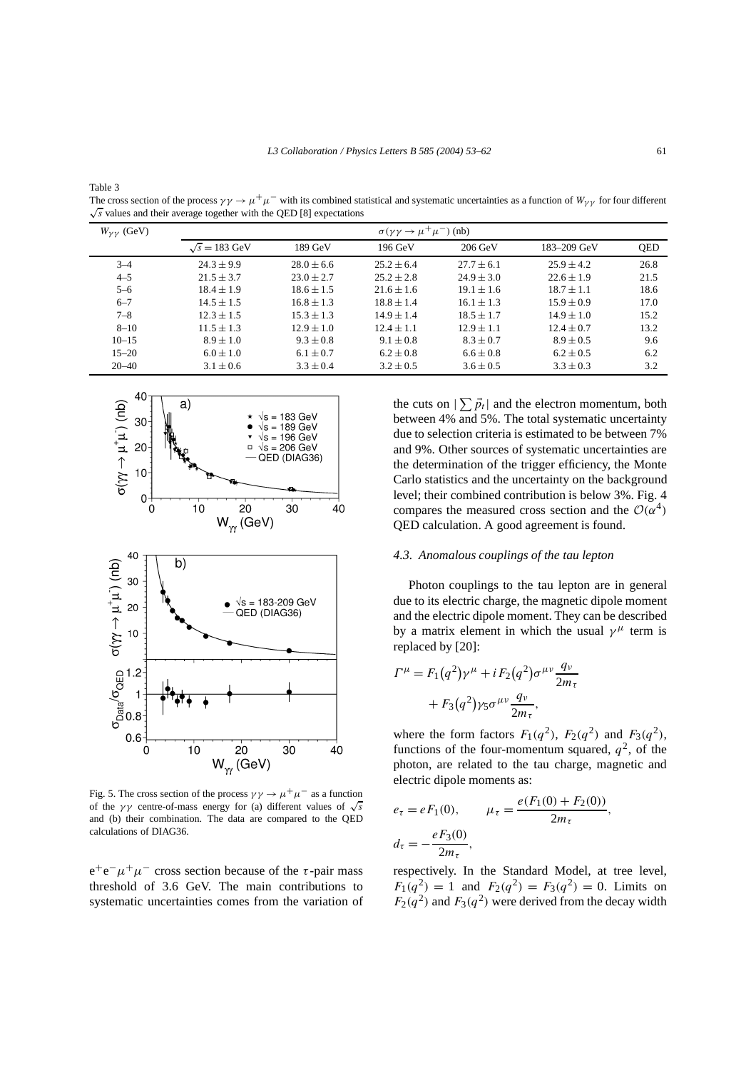Table 3
The cross section of the process $\gamma\gamma \to \mu^+\mu^-$ with its combined statistical and systematic uncertainties as a function of $W_{\gamma\gamma}$ for four different $\sqrt{s}$ values and their average together with the QED [8] expectations

| $W_{\gamma\gamma}$ (GeV) | $\sigma(\gamma\gamma \to \mu^+\mu^-)$ (nb) | | | | | |
|---|---|---|---|---|---|---|
| | $\sqrt{s} = 183$ GeV | 189 GeV | 196 GeV | 206 GeV | 183–209 GeV | QED |
| 3–4 | $24.3 \pm 9.9$ | $28.0 \pm 6.6$ | $25.2 \pm 6.4$ | $27.7 \pm 6.1$ | $25.9 \pm 4.2$ | 26.8 |
| 4–5 | $21.5 \pm 3.7$ | $23.0 \pm 2.7$ | $25.2 \pm 2.8$ | $24.9 \pm 3.0$ | $22.6 \pm 1.9$ | 21.5 |
| 5–6 | $18.4 \pm 1.9$ | $18.6 \pm 1.5$ | $21.6 \pm 1.6$ | $19.1 \pm 1.6$ | $18.7 \pm 1.1$ | 18.6 |
| 6–7 | $14.5 \pm 1.5$ | $16.8 \pm 1.3$ | $18.8 \pm 1.4$ | $16.1 \pm 1.3$ | $15.9 \pm 0.9$ | 17.0 |
| 7–8 | $12.3 \pm 1.5$ | $15.3 \pm 1.3$ | $14.9 \pm 1.4$ | $18.5 \pm 1.7$ | $14.9 \pm 1.0$ | 15.2 |
| 8–10 | $11.5 \pm 1.3$ | $12.9 \pm 1.0$ | $12.4 \pm 1.1$ | $12.9 \pm 1.1$ | $12.4 \pm 0.7$ | 13.2 |
| 10–15 | $8.9 \pm 1.0$ | $9.3 \pm 0.8$ | $9.1 \pm 0.8$ | $8.3 \pm 0.7$ | $8.9 \pm 0.5$ | 9.6 |
| 15–20 | $6.0 \pm 1.0$ | $6.1 \pm 0.7$ | $6.2 \pm 0.8$ | $6.6 \pm 0.8$ | $6.2 \pm 0.5$ | 6.2 |
| 20–40 | $3.1 \pm 0.6$ | $3.3 \pm 0.4$ | $3.2 \pm 0.5$ | $3.6 \pm 0.5$ | $3.3 \pm 0.3$ | 3.2 |

Fig. 5. The cross section of the process $\gamma\gamma \to \mu^+\mu^-$ as a function of the $\gamma\gamma$ centre-of-mass energy for (a) different values of $\sqrt{s}$ and (b) their combination. The data are compared to the QED calculations of DIAG36.

$e^+e^-\mu^+\mu^-$ cross section because of the $\tau$-pair mass threshold of 3.6 GeV. The main contributions to systematic uncertainties comes from the variation of the cuts on $|\sum \vec{p}_t|$ and the electron momentum, both between 4% and 5%. The total systematic uncertainty due to selection criteria is estimated to be between 7% and 9%. Other sources of systematic uncertainties are the determination of the trigger efficiency, the Monte Carlo statistics and the uncertainty on the background level; their combined contribution is below 3%. Fig. 4 compares the measured cross section and the $\mathcal{O}(\alpha^4)$ QED calculation. A good agreement is found.

### 4.3. Anomalous couplings of the tau lepton

Photon couplings to the tau lepton are in general due to its electric charge, the magnetic dipole moment and the electric dipole moment. They can be described by a matrix element in which the usual $\gamma^\mu$ term is replaced by [20]:

$$\Gamma^\mu = F_1(q^2)\gamma^\mu + iF_2(q^2)\sigma^{\mu\nu}\frac{q_\nu}{2m_\tau} + F_3(q^2)\gamma_5\sigma^{\mu\nu}\frac{q_\nu}{2m_\tau},$$

where the form factors $F_1(q^2)$, $F_2(q^2)$ and $F_3(q^2)$, functions of the four-momentum squared, $q^2$, of the photon, are related to the tau charge, magnetic and electric dipole moments as:

$$e_\tau = eF_1(0), \qquad \mu_\tau = \frac{e(F_1(0) + F_2(0))}{2m_\tau},$$

$$d_\tau = -\frac{eF_3(0)}{2m_\tau},$$

respectively. In the Standard Model, at tree level, $F_1(q^2) = 1$ and $F_2(q^2) = F_3(q^2) = 0$. Limits on $F_2(q^2)$ and $F_3(q^2)$ were derived from the decay width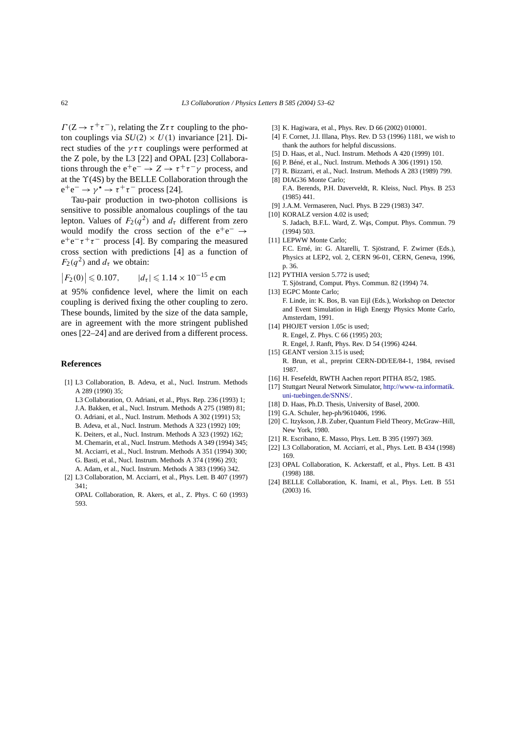$\Gamma(Z \to \tau^+\tau^-)$, relating the $Z\tau\tau$ coupling to the photon couplings via $SU(2) \times U(1)$ invariance [21]. Direct studies of the $\gamma\tau\tau$ couplings were performed at the Z pole, by the L3 [22] and OPAL [23] Collaborations through the $e^+e^- \to Z \to \tau^+\tau^-\gamma$ process, and at the $\Upsilon(4S)$ by the BELLE Collaboration through the $e^+e^- \to \gamma^\star \to \tau^+\tau^-$ process [24].

Tau-pair production in two-photon collisions is sensitive to possible anomalous couplings of the tau lepton. Values of $F_2(q^2)$ and $d_\tau$ different from zero would modify the cross section of the $e^+e^- \to e^+e^-\tau^+\tau^-$ process [4]. By comparing the measured cross section with predictions [4] as a function of $F_2(q^2)$ and $d_\tau$ we obtain:

$$\left|F_2(0)\right| \leqslant 0.107, \qquad |d_\tau| \leqslant 1.14 \times 10^{-15}\, e\,\mathrm{cm}$$

at 95% confidence level, where the limit on each coupling is derived fixing the other coupling to zero. These bounds, limited by the size of the data sample, are in agreement with the more stringent published ones [22–24] and are derived from a different process.

## References

[1] L3 Collaboration, B. Adeva, et al., Nucl. Instrum. Methods A 289 (1990) 35;
L3 Collaboration, O. Adriani, et al., Phys. Rep. 236 (1993) 1;
J.A. Bakken, et al., Nucl. Instrum. Methods A 275 (1989) 81;
O. Adriani, et al., Nucl. Instrum. Methods A 302 (1991) 53;
B. Adeva, et al., Nucl. Instrum. Methods A 323 (1992) 109;
K. Deiters, et al., Nucl. Instrum. Methods A 323 (1992) 162;
M. Chemarin, et al., Nucl. Instrum. Methods A 349 (1994) 345;
M. Acciarri, et al., Nucl. Instrum. Methods A 351 (1994) 300;
G. Basti, et al., Nucl. Instrum. Methods A 374 (1996) 293;
A. Adam, et al., Nucl. Instrum. Methods A 383 (1996) 342.

[2] L3 Collaboration, M. Acciarri, et al., Phys. Lett. B 407 (1997) 341;
OPAL Collaboration, R. Akers, et al., Z. Phys. C 60 (1993) 593.

[3] K. Hagiwara, et al., Phys. Rev. D 66 (2002) 010001.

[4] F. Cornet, J.I. Illana, Phys. Rev. D 53 (1996) 1181, we wish to thank the authors for helpful discussions.

[5] D. Haas, et al., Nucl. Instrum. Methods A 420 (1999) 101.

[6] P. Béné, et al., Nucl. Instrum. Methods A 306 (1991) 150.

[7] R. Bizzarri, et al., Nucl. Instrum. Methods A 283 (1989) 799.

[8] DIAG36 Monte Carlo;
F.A. Berends, P.H. Daverveldt, R. Kleiss, Nucl. Phys. B 253 (1985) 441.

[9] J.A.M. Vermaseren, Nucl. Phys. B 229 (1983) 347.

[10] KORALZ version 4.02 is used;
S. Jadach, B.F.L. Ward, Z. Wąs, Comput. Phys. Commun. 79 (1994) 503.

[11] LEPWW Monte Carlo;
F.C. Erné, in: G. Altarelli, T. Sjöstrand, F. Zwirner (Eds.), Physics at LEP2, vol. 2, CERN 96-01, CERN, Geneva, 1996, p. 36.

[12] PYTHIA version 5.772 is used;
T. Sjöstrand, Comput. Phys. Commun. 82 (1994) 74.

[13] EGPC Monte Carlo;
F. Linde, in: K. Bos, B. van Eijl (Eds.), Workshop on Detector and Event Simulation in High Energy Physics Monte Carlo, Amsterdam, 1991.

[14] PHOJET version 1.05c is used;
R. Engel, Z. Phys. C 66 (1995) 203;
R. Engel, J. Ranft, Phys. Rev. D 54 (1996) 4244.

[15] GEANT version 3.15 is used;
R. Brun, et al., preprint CERN-DD/EE/84-1, 1984, revised 1987.

[16] H. Fesefeldt, RWTH Aachen report PITHA 85/2, 1985.

[17] Stuttgart Neural Network Simulator, http://www-ra.informatik.uni-tuebingen.de/SNNS/.

[18] D. Haas, Ph.D. Thesis, University of Basel, 2000.

[19] G.A. Schuler, hep-ph/9610406, 1996.

[20] C. Itzykson, J.B. Zuber, Quantum Field Theory, McGraw–Hill, New York, 1980.

[21] R. Escribano, E. Masso, Phys. Lett. B 395 (1997) 369.

[22] L3 Collaboration, M. Acciarri, et al., Phys. Lett. B 434 (1998) 169.

[23] OPAL Collaboration, K. Ackerstaff, et al., Phys. Lett. B 431 (1998) 188.

[24] BELLE Collaboration, K. Inami, et al., Phys. Lett. B 551 (2003) 16.